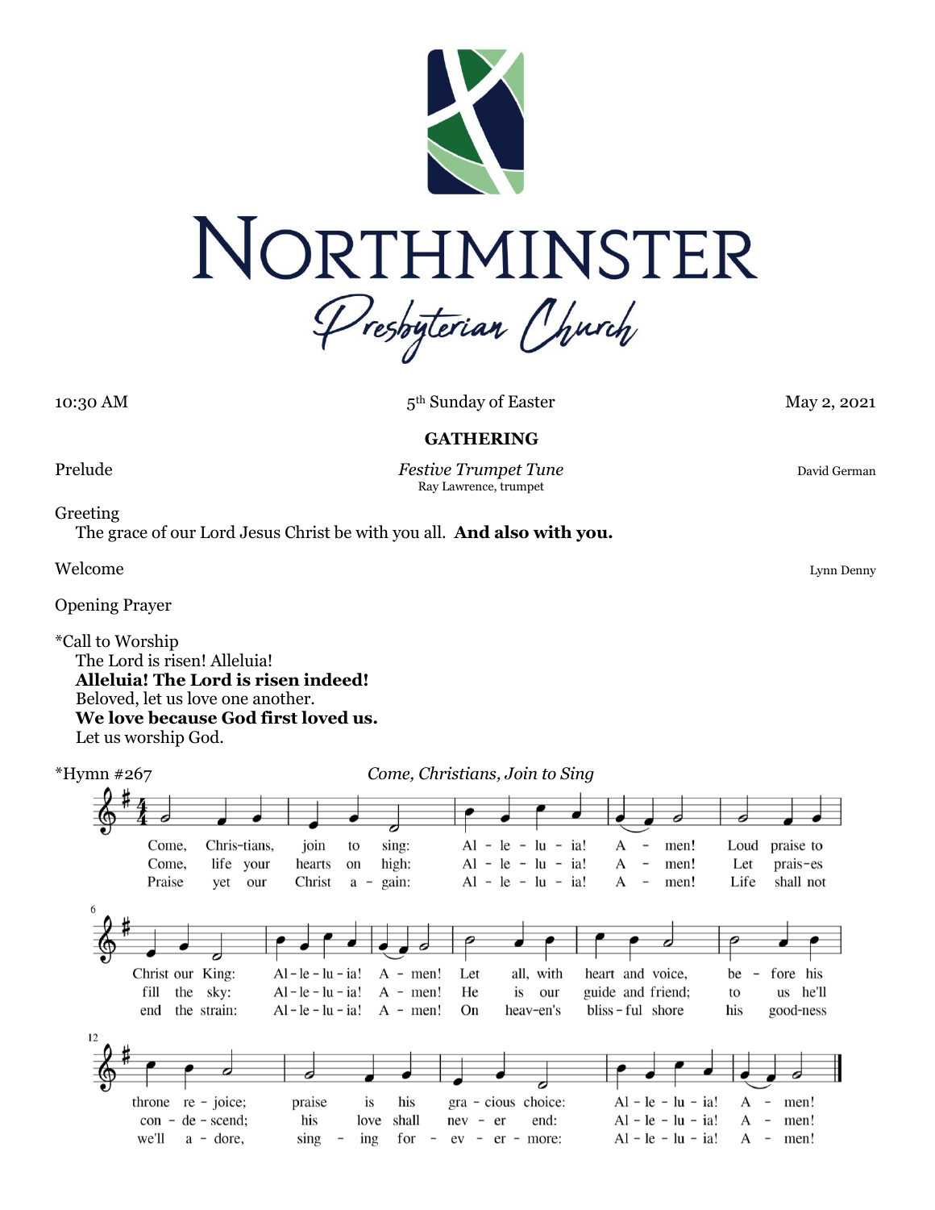# NORTHMINSTER

*Presbyterian Church*

10:30 AM | 5th Sunday of Easter | May 2, 2021

**GATHERING**

Prelude | *Festive Trumpet Tune* | David German
Ray Lawrence, trumpet

Greeting
The grace of our Lord Jesus Christ be with you all. **And also with you.**

Welcome | Lynn Denny

Opening Prayer

*Call to Worship
The Lord is risen! Alleluia!
**Alleluia! The Lord is risen indeed!**
Beloved, let us love one another.
**We love because God first loved us.**
Let us worship God.

*Hymn #267 | *Come, Christians, Join to Sing*

Come, Christians, join to sing: Alleluia! Amen!
Loud praise to Christ our King: Alleluia! Amen!
Let all, with heart and voice, before his throne rejoice;
praise is his gracious choice: Alleluia! Amen!

Come, lift your hearts on high: Alleluia! Amen!
Let praises fill the sky: Alleluia! Amen!
He is our guide and friend; to us he'll condescend;
his love shall never end: Alleluia! Amen!

Praise yet our Christ again: Alleluia! Amen!
Life shall not end the strain: Alleluia! Amen!
On heaven's blissful shore his goodness we'll adore,
singing forevermore: Alleluia! Amen!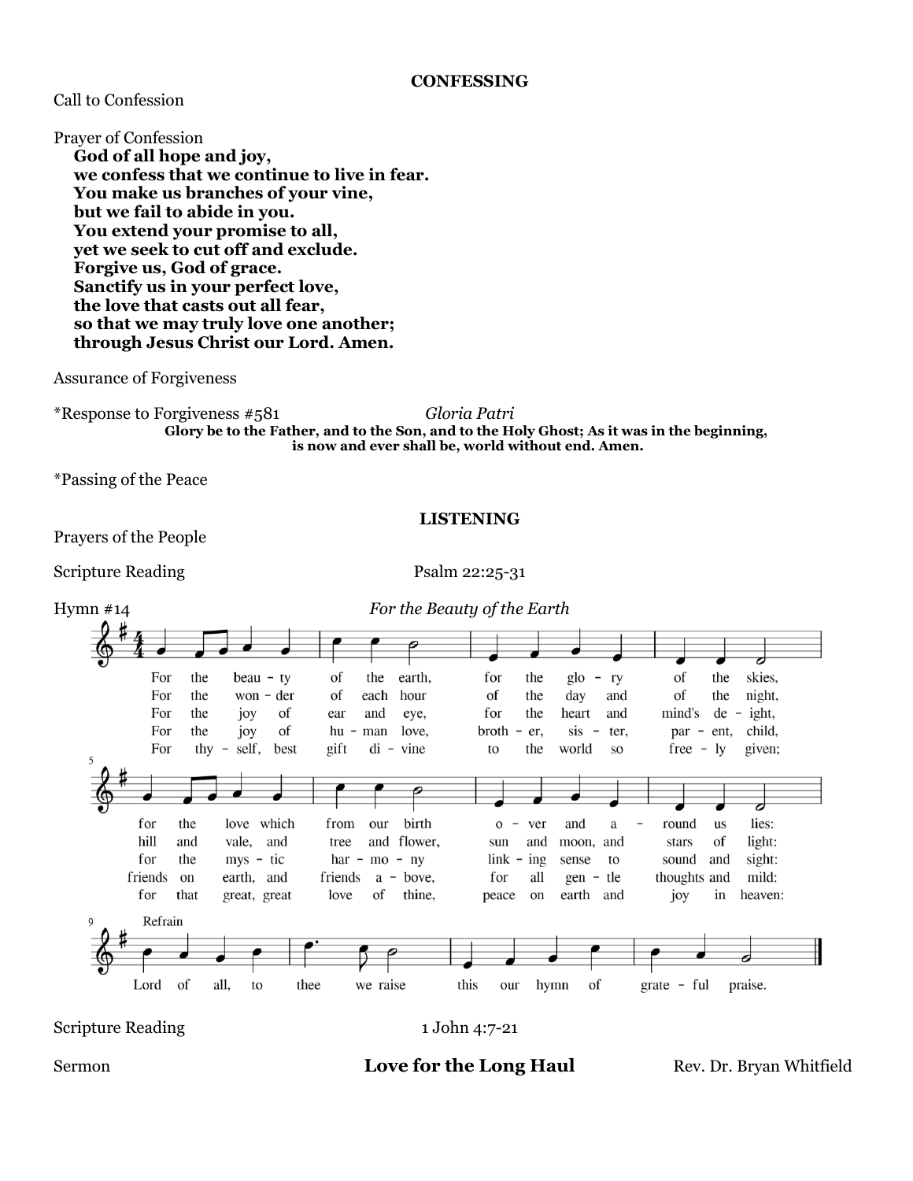## CONFESSING

Call to Confession

Prayer of Confession

**God of all hope and joy,**
**we confess that we continue to live in fear.**
**You make us branches of your vine,**
**but we fail to abide in you.**
**You extend your promise to all,**
**yet we seek to cut off and exclude.**
**Forgive us, God of grace.**
**Sanctify us in your perfect love,**
**the love that casts out all fear,**
**so that we may truly love one another;**
**through Jesus Christ our Lord. Amen.**

Assurance of Forgiveness

*Response to Forgiveness #581 *Gloria Patri*

**Glory be to the Father, and to the Son, and to the Holy Ghost; As it was in the beginning, is now and ever shall be, world without end. Amen.**

*Passing of the Peace

## LISTENING

Prayers of the People

Scripture Reading Psalm 22:25-31

Hymn #14 *For the Beauty of the Earth*

For the beauty of the earth, for the glory of the skies,
for the love which from our birth over and around us lies:

For the wonder of each hour of the day and of the night,
hill and vale, and tree and flower, sun and moon, and stars of light:

For the joy of ear and eye, for the heart and mind's delight,
for the mystic harmony linking sense to sound and sight:

For the joy of human love, brother, sister, parent, child,
friends on earth, and friends above, for all gentle thoughts and mild:

For thyself, best gift divine to the world so freely given;
for that great, great love of thine, peace on earth and joy in heaven:

Refrain: Lord of all, to thee we raise this our hymn of grateful praise.

Scripture Reading 1 John 4:7-21

Sermon **Love for the Long Haul** Rev. Dr. Bryan Whitfield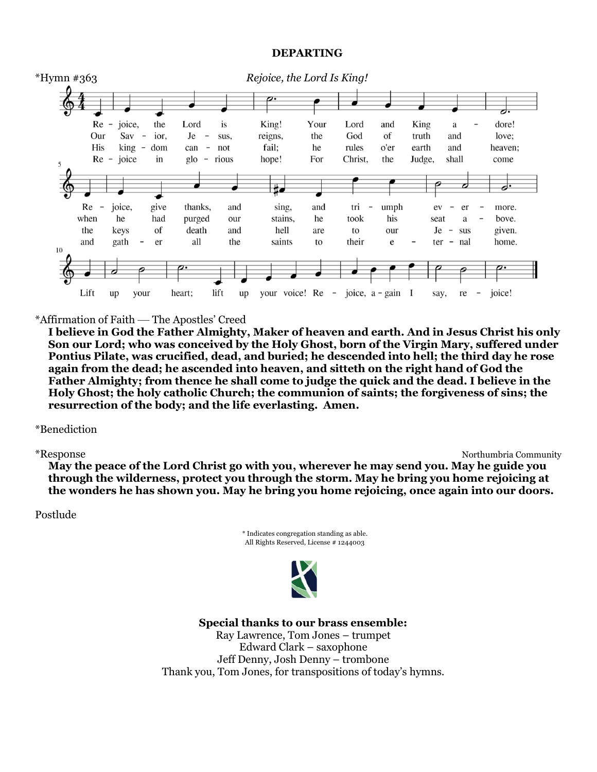**DEPARTING**

*Hymn #363 *Rejoice, the Lord Is King!*

Re - joice, the Lord is King! Your Lord and King a - dore!
Our Sav - ior, Je - sus, reigns, the God of truth and love;
His king - dom can - not fail; he rules o'er earth and heaven;
Re - joice in glo - rious hope! For Christ, the Judge, shall come

Re - joice, give thanks, and sing, and tri - umph ev - er - more.
when he had purged our stains, he took his seat a - bove.
the keys of death and hell are to our Je - sus given.
and gath - er all the saints to their e - ter - nal home.

Lift up your heart; lift up your voice! Re - joice, a - gain I say, re - joice!

*Affirmation of Faith — The Apostles' Creed

**I believe in God the Father Almighty, Maker of heaven and earth. And in Jesus Christ his only Son our Lord; who was conceived by the Holy Ghost, born of the Virgin Mary, suffered under Pontius Pilate, was crucified, dead, and buried; he descended into hell; the third day he rose again from the dead; he ascended into heaven, and sitteth on the right hand of God the Father Almighty; from thence he shall come to judge the quick and the dead. I believe in the Holy Ghost; the holy catholic Church; the communion of saints; the forgiveness of sins; the resurrection of the body; and the life everlasting. Amen.**

*Benediction

*Response — Northumbria Community

**May the peace of the Lord Christ go with you, wherever he may send you. May he guide you through the wilderness, protect you through the storm. May he bring you home rejoicing at the wonders he has shown you. May he bring you home rejoicing, once again into our doors.**

Postlude

* Indicates congregation standing as able.
All Rights Reserved, License # 1244003

**Special thanks to our brass ensemble:**
Ray Lawrence, Tom Jones – trumpet
Edward Clark – saxophone
Jeff Denny, Josh Denny – trombone
Thank you, Tom Jones, for transpositions of today's hymns.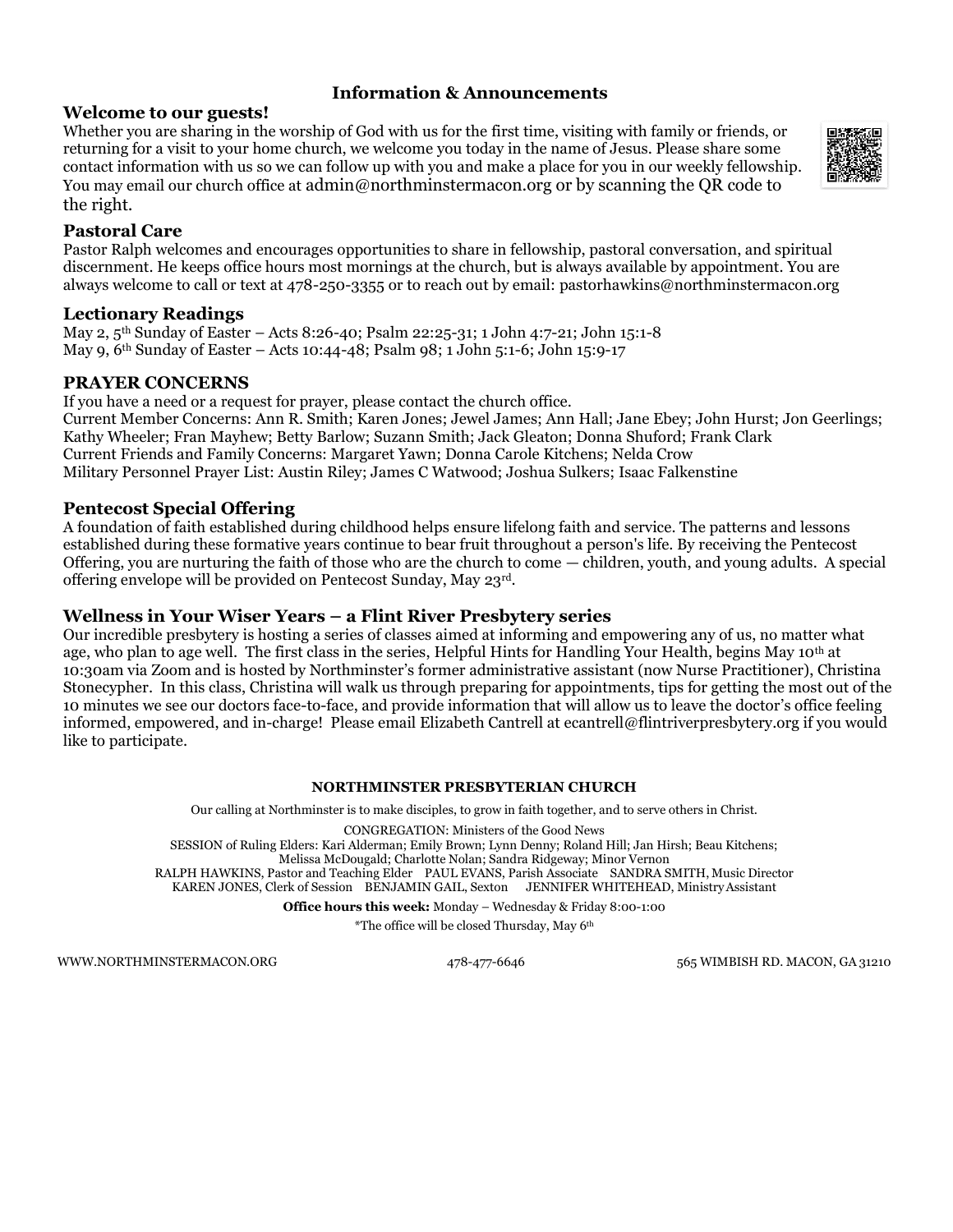## Information & Announcements

### Welcome to our guests!

Whether you are sharing in the worship of God with us for the first time, visiting with family or friends, or returning for a visit to your home church, we welcome you today in the name of Jesus. Please share some contact information with us so we can follow up with you and make a place for you in our weekly fellowship. You may email our church office at admin@northminstermacon.org or by scanning the QR code to the right.

### Pastoral Care

Pastor Ralph welcomes and encourages opportunities to share in fellowship, pastoral conversation, and spiritual discernment. He keeps office hours most mornings at the church, but is always available by appointment. You are always welcome to call or text at 478-250-3355 or to reach out by email: pastorhawkins@northminstermacon.org

### Lectionary Readings

May 2, 5th Sunday of Easter – Acts 8:26-40; Psalm 22:25-31; 1 John 4:7-21; John 15:1-8
May 9, 6th Sunday of Easter – Acts 10:44-48; Psalm 98; 1 John 5:1-6; John 15:9-17

### PRAYER CONCERNS

If you have a need or a request for prayer, please contact the church office.
Current Member Concerns: Ann R. Smith; Karen Jones; Jewel James; Ann Hall; Jane Ebey; John Hurst; Jon Geerlings; Kathy Wheeler; Fran Mayhew; Betty Barlow; Suzann Smith; Jack Gleaton; Donna Shuford; Frank Clark
Current Friends and Family Concerns: Margaret Yawn; Donna Carole Kitchens; Nelda Crow
Military Personnel Prayer List: Austin Riley; James C Watwood; Joshua Sulkers; Isaac Falkenstine

### Pentecost Special Offering

A foundation of faith established during childhood helps ensure lifelong faith and service. The patterns and lessons established during these formative years continue to bear fruit throughout a person's life. By receiving the Pentecost Offering, you are nurturing the faith of those who are the church to come — children, youth, and young adults. A special offering envelope will be provided on Pentecost Sunday, May 23rd.

### Wellness in Your Wiser Years – a Flint River Presbytery series

Our incredible presbytery is hosting a series of classes aimed at informing and empowering any of us, no matter what age, who plan to age well. The first class in the series, Helpful Hints for Handling Your Health, begins May 10th at 10:30am via Zoom and is hosted by Northminster's former administrative assistant (now Nurse Practitioner), Christina Stonecypher. In this class, Christina will walk us through preparing for appointments, tips for getting the most out of the 10 minutes we see our doctors face-to-face, and provide information that will allow us to leave the doctor's office feeling informed, empowered, and in-charge! Please email Elizabeth Cantrell at ecantrell@flintriverpresbytery.org if you would like to participate.

**NORTHMINSTER PRESBYTERIAN CHURCH**

Our calling at Northminster is to make disciples, to grow in faith together, and to serve others in Christ.

CONGREGATION: Ministers of the Good News
SESSION of Ruling Elders: Kari Alderman; Emily Brown; Lynn Denny; Roland Hill; Jan Hirsh; Beau Kitchens; Melissa McDougald; Charlotte Nolan; Sandra Ridgeway; Minor Vernon
RALPH HAWKINS, Pastor and Teaching Elder PAUL EVANS, Parish Associate SANDRA SMITH, Music Director
KAREN JONES, Clerk of Session BENJAMIN GAIL, Sexton JENNIFER WHITEHEAD, Ministry Assistant

**Office hours this week:** Monday – Wednesday & Friday 8:00-1:00

*The office will be closed Thursday, May 6th

WWW.NORTHMINSTERMACON.ORG 478-477-6646 565 WIMBISH RD. MACON, GA 31210